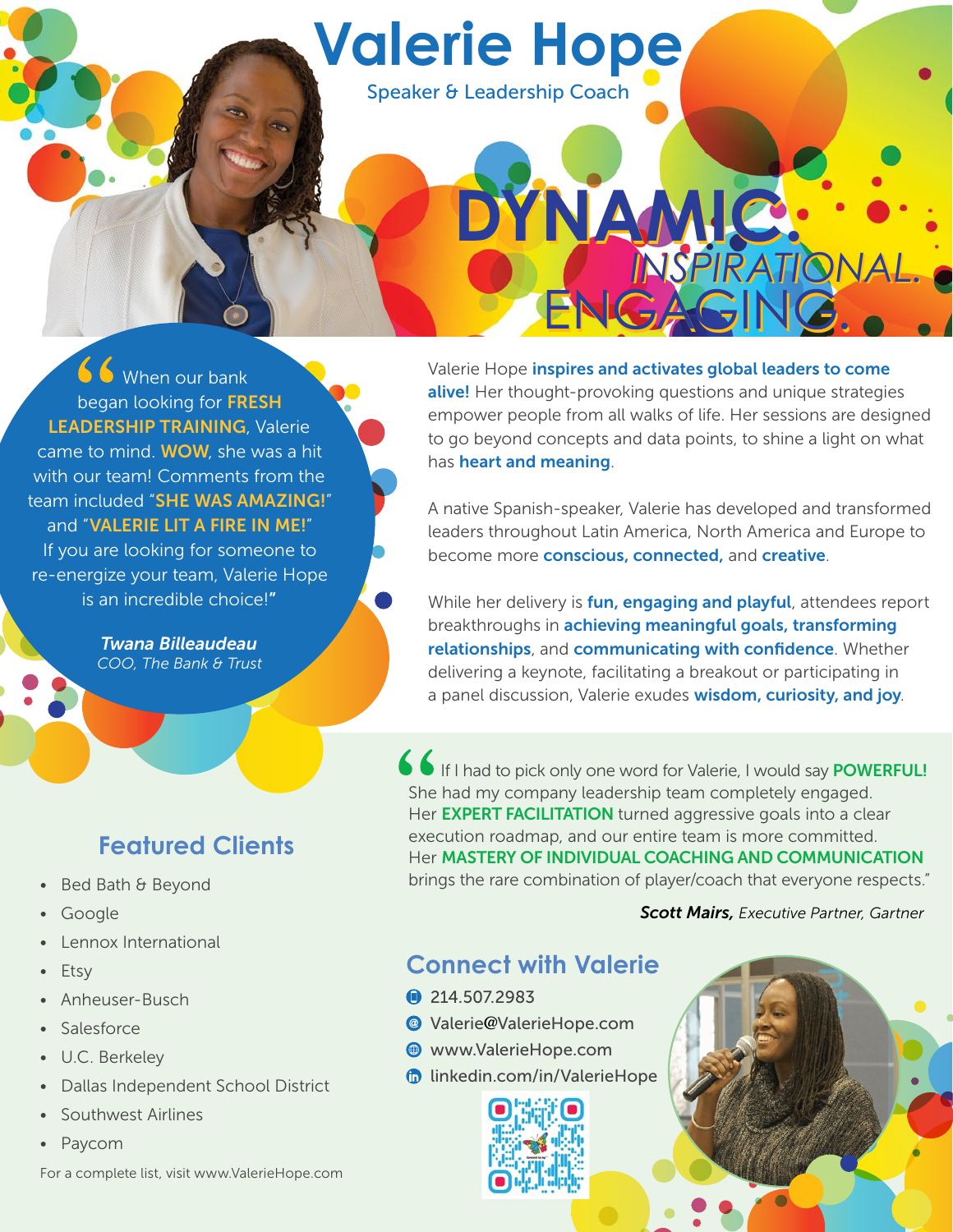# Valerie Hope

Speaker & Leadership Coach

**DYNAMIC.** *INSPIRATIONAL.* ENGAGING.

"When our bank began looking for **FRESH LEADERSHIP TRAINING**, Valerie came to mind. **WOW**, she was a hit with our team! Comments from the team included "**SHE WAS AMAZING!**" and "**VALERIE LIT A FIRE IN ME!**" If you are looking for someone to re-energize your team, Valerie Hope is an incredible choice!"

***Twana Billeaudeau***
*COO, The Bank & Trust*

Valerie Hope **inspires and activates global leaders to come alive!** Her thought-provoking questions and unique strategies empower people from all walks of life. Her sessions are designed to go beyond concepts and data points, to shine a light on what has **heart and meaning**.

A native Spanish-speaker, Valerie has developed and transformed leaders throughout Latin America, North America and Europe to become more **conscious, connected,** and **creative**.

While her delivery is **fun, engaging and playful**, attendees report breakthroughs in **achieving meaningful goals, transforming relationships**, and **communicating with confidence**. Whether delivering a keynote, facilitating a breakout or participating in a panel discussion, Valerie exudes **wisdom, curiosity, and joy**.

"If I had to pick only one word for Valerie, I would say **POWERFUL!** She had my company leadership team completely engaged. Her **EXPERT FACILITATION** turned aggressive goals into a clear execution roadmap, and our entire team is more committed. Her **MASTERY OF INDIVIDUAL COACHING AND COMMUNICATION** brings the rare combination of player/coach that everyone respects."

***Scott Mairs,*** *Executive Partner, Gartner*

## Featured Clients

- Bed Bath & Beyond
- Google
- Lennox International
- Etsy
- Anheuser-Busch
- Salesforce
- U.C. Berkeley
- Dallas Independent School District
- Southwest Airlines
- Paycom

For a complete list, visit www.ValerieHope.com

## Connect with Valerie

- 214.507.2983
- Valerie@ValerieHope.com
- www.ValerieHope.com
- linkedin.com/in/ValerieHope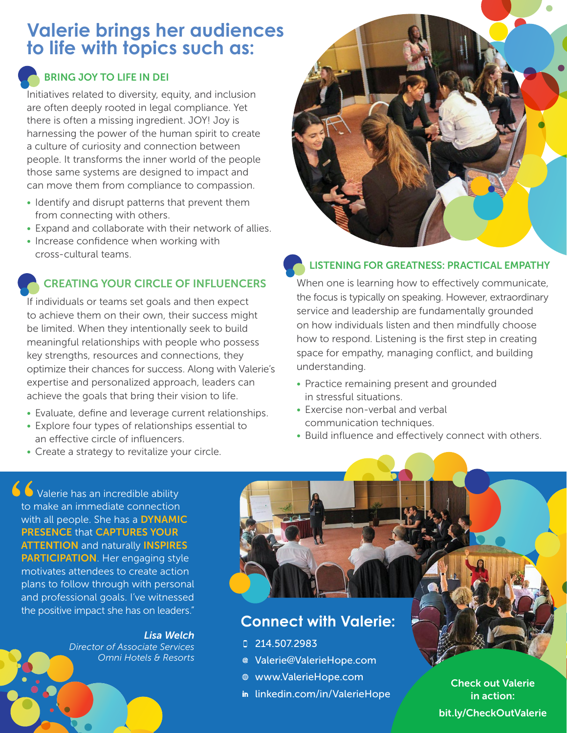# Valerie brings her audiences to life with topics such as:

### BRING JOY TO LIFE IN DEI

Initiatives related to diversity, equity, and inclusion are often deeply rooted in legal compliance. Yet there is often a missing ingredient. JOY! Joy is harnessing the power of the human spirit to create a culture of curiosity and connection between people. It transforms the inner world of the people those same systems are designed to impact and can move them from compliance to compassion.

- Identify and disrupt patterns that prevent them from connecting with others.
- Expand and collaborate with their network of allies.
- Increase confidence when working with cross-cultural teams.

### CREATING YOUR CIRCLE OF INFLUENCERS

If individuals or teams set goals and then expect to achieve them on their own, their success might be limited. When they intentionally seek to build meaningful relationships with people who possess key strengths, resources and connections, they optimize their chances for success. Along with Valerie's expertise and personalized approach, leaders can achieve the goals that bring their vision to life.

- Evaluate, define and leverage current relationships.
- Explore four types of relationships essential to an effective circle of influencers.
- Create a strategy to revitalize your circle.

### LISTENING FOR GREATNESS: PRACTICAL EMPATHY

When one is learning how to effectively communicate, the focus is typically on speaking. However, extraordinary service and leadership are fundamentally grounded on how individuals listen and then mindfully choose how to respond. Listening is the first step in creating space for empathy, managing conflict, and building understanding.

- Practice remaining present and grounded in stressful situations.
- Exercise non-verbal and verbal communication techniques.
- Build influence and effectively connect with others.

"Valerie has an incredible ability to make an immediate connection with all people. She has a **DYNAMIC PRESENCE** that **CAPTURES YOUR ATTENTION** and naturally **INSPIRES PARTICIPATION**. Her engaging style motivates attendees to create action plans to follow through with personal and professional goals. I've witnessed the positive impact she has on leaders."

***Lisa Welch***
*Director of Associate Services*
*Omni Hotels & Resorts*

## Connect with Valerie:

- 214.507.2983
- Valerie@ValerieHope.com
- www.ValerieHope.com
- linkedin.com/in/ValerieHope

**Check out Valerie in action:**
**bit.ly/CheckOutValerie**